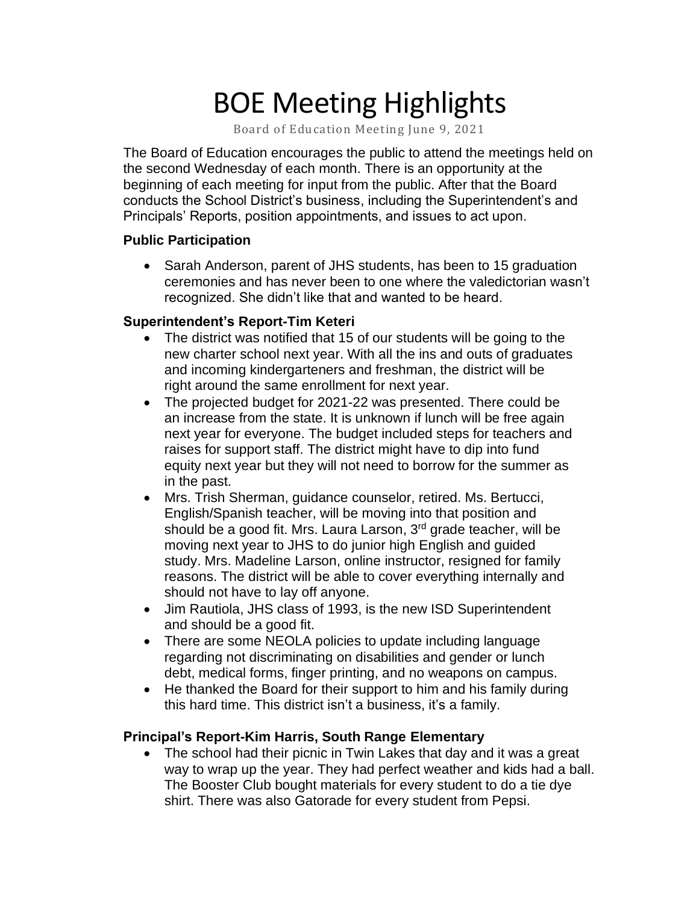# BOE Meeting Highlights

Board of Education Meeting June 9, 2021

The Board of Education encourages the public to attend the meetings held on the second Wednesday of each month. There is an opportunity at the beginning of each meeting for input from the public. After that the Board conducts the School District's business, including the Superintendent's and Principals' Reports, position appointments, and issues to act upon.

### Public Participation

- Sarah Anderson, parent of JHS students, has been to 15 graduation ceremonies and has never been to one where the valedictorian wasn't recognized. She didn't like that and wanted to be heard.

### Superintendent's Report-Tim Keteri

- The district was notified that 15 of our students will be going to the new charter school next year. With all the ins and outs of graduates and incoming kindergarteners and freshman, the district will be right around the same enrollment for next year.
- The projected budget for 2021-22 was presented. There could be an increase from the state. It is unknown if lunch will be free again next year for everyone. The budget included steps for teachers and raises for support staff. The district might have to dip into fund equity next year but they will not need to borrow for the summer as in the past.
- Mrs. Trish Sherman, guidance counselor, retired. Ms. Bertucci, English/Spanish teacher, will be moving into that position and should be a good fit. Mrs. Laura Larson, 3rd grade teacher, will be moving next year to JHS to do junior high English and guided study. Mrs. Madeline Larson, online instructor, resigned for family reasons. The district will be able to cover everything internally and should not have to lay off anyone.
- Jim Rautiola, JHS class of 1993, is the new ISD Superintendent and should be a good fit.
- There are some NEOLA policies to update including language regarding not discriminating on disabilities and gender or lunch debt, medical forms, finger printing, and no weapons on campus.
- He thanked the Board for their support to him and his family during this hard time. This district isn't a business, it's a family.

### Principal's Report-Kim Harris, South Range Elementary

- The school had their picnic in Twin Lakes that day and it was a great way to wrap up the year. They had perfect weather and kids had a ball. The Booster Club bought materials for every student to do a tie dye shirt. There was also Gatorade for every student from Pepsi.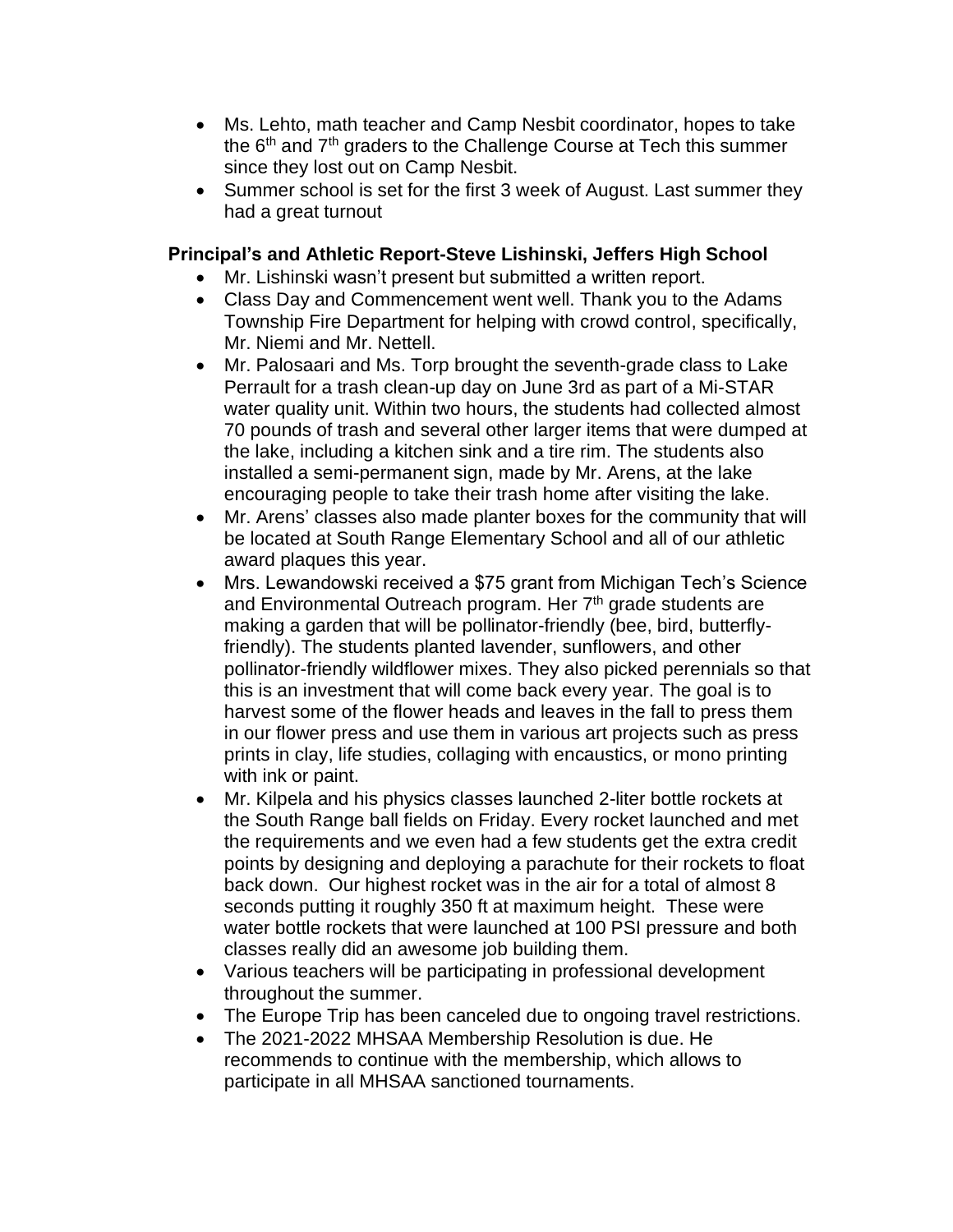- Ms. Lehto, math teacher and Camp Nesbit coordinator, hopes to take the 6th and 7th graders to the Challenge Course at Tech this summer since they lost out on Camp Nesbit.
- Summer school is set for the first 3 week of August. Last summer they had a great turnout

**Principal's and Athletic Report-Steve Lishinski, Jeffers High School**

- Mr. Lishinski wasn't present but submitted a written report.
- Class Day and Commencement went well. Thank you to the Adams Township Fire Department for helping with crowd control, specifically, Mr. Niemi and Mr. Nettell.
- Mr. Palosaari and Ms. Torp brought the seventh-grade class to Lake Perrault for a trash clean-up day on June 3rd as part of a Mi-STAR water quality unit. Within two hours, the students had collected almost 70 pounds of trash and several other larger items that were dumped at the lake, including a kitchen sink and a tire rim. The students also installed a semi-permanent sign, made by Mr. Arens, at the lake encouraging people to take their trash home after visiting the lake.
- Mr. Arens' classes also made planter boxes for the community that will be located at South Range Elementary School and all of our athletic award plaques this year.
- Mrs. Lewandowski received a $75 grant from Michigan Tech's Science and Environmental Outreach program. Her 7th grade students are making a garden that will be pollinator-friendly (bee, bird, butterfly-friendly). The students planted lavender, sunflowers, and other pollinator-friendly wildflower mixes. They also picked perennials so that this is an investment that will come back every year. The goal is to harvest some of the flower heads and leaves in the fall to press them in our flower press and use them in various art projects such as press prints in clay, life studies, collaging with encaustics, or mono printing with ink or paint.
- Mr. Kilpela and his physics classes launched 2-liter bottle rockets at the South Range ball fields on Friday. Every rocket launched and met the requirements and we even had a few students get the extra credit points by designing and deploying a parachute for their rockets to float back down. Our highest rocket was in the air for a total of almost 8 seconds putting it roughly 350 ft at maximum height. These were water bottle rockets that were launched at 100 PSI pressure and both classes really did an awesome job building them.
- Various teachers will be participating in professional development throughout the summer.
- The Europe Trip has been canceled due to ongoing travel restrictions.
- The 2021-2022 MHSAA Membership Resolution is due. He recommends to continue with the membership, which allows to participate in all MHSAA sanctioned tournaments.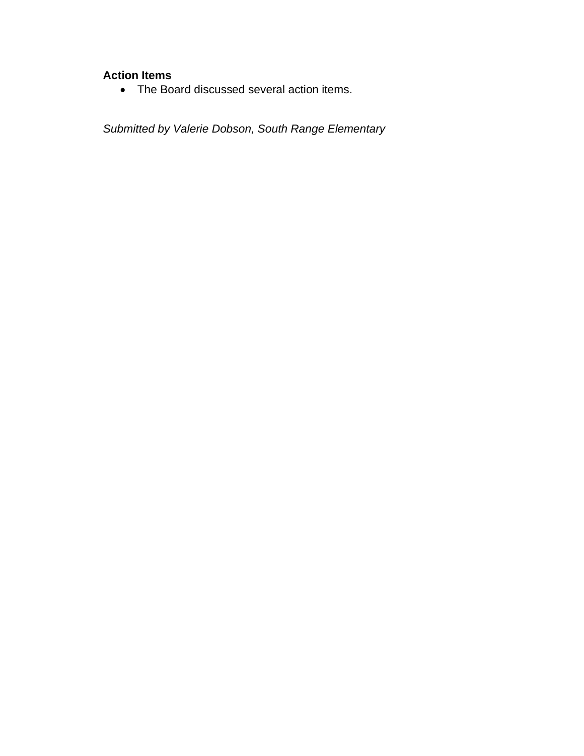**Action Items**

- The Board discussed several action items.

*Submitted by Valerie Dobson, South Range Elementary*